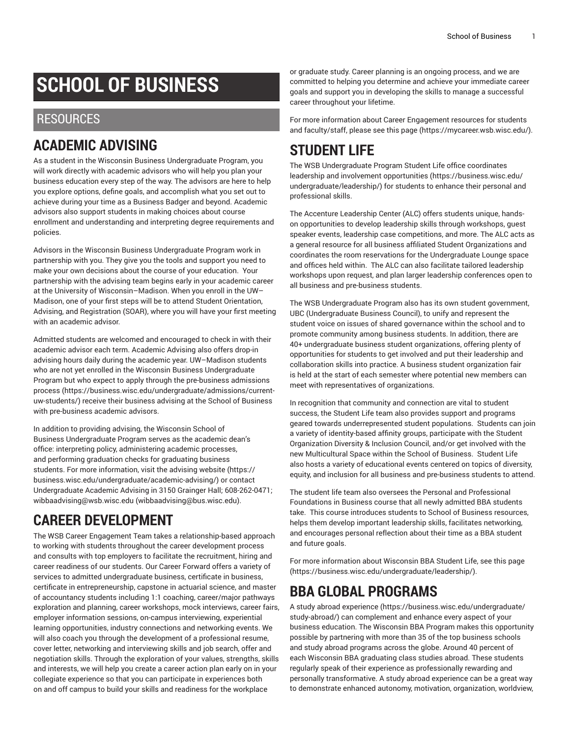# SCHOOL OF BUSINESS

## RESOURCES

## ACADEMIC ADVISING

As a student in the Wisconsin Business Undergraduate Program, you will work directly with academic advisors who will help you plan your business education every step of the way. The advisors are here to help you explore options, define goals, and accomplish what you set out to achieve during your time as a Business Badger and beyond. Academic advisors also support students in making choices about course enrollment and understanding and interpreting degree requirements and policies.

Advisors in the Wisconsin Business Undergraduate Program work in partnership with you. They give you the tools and support you need to make your own decisions about the course of your education. Your partnership with the advising team begins early in your academic career at the University of Wisconsin–Madison. When you enroll in the UW–Madison, one of your first steps will be to attend Student Orientation, Advising, and Registration (SOAR), where you will have your first meeting with an academic advisor.

Admitted students are welcomed and encouraged to check in with their academic advisor each term. Academic Advising also offers drop-in advising hours daily during the academic year. UW–Madison students who are not yet enrolled in the Wisconsin Business Undergraduate Program but who expect to apply through the pre-business admissions process (https://business.wisc.edu/undergraduate/admissions/current-uw-students/) receive their business advising at the School of Business with pre-business academic advisors.

In addition to providing advising, the Wisconsin School of Business Undergraduate Program serves as the academic dean's office: interpreting policy, administering academic processes, and performing graduation checks for graduating business students. For more information, visit the advising website (https://business.wisc.edu/undergraduate/academic-advising/) or contact Undergraduate Academic Advising in 3150 Grainger Hall; 608-262-0471; wibbaadvising@wsb.wisc.edu (wibbaadvising@bus.wisc.edu).

## CAREER DEVELOPMENT

The WSB Career Engagement Team takes a relationship-based approach to working with students throughout the career development process and consults with top employers to facilitate the recruitment, hiring and career readiness of our students. Our Career Forward offers a variety of services to admitted undergraduate business, certificate in business, certificate in entrepreneurship, capstone in actuarial science, and master of accountancy students including 1:1 coaching, career/major pathways exploration and planning, career workshops, mock interviews, career fairs, employer information sessions, on-campus interviewing, experiential learning opportunities, industry connections and networking events. We will also coach you through the development of a professional resume, cover letter, networking and interviewing skills and job search, offer and negotiation skills. Through the exploration of your values, strengths, skills and interests, we will help you create a career action plan early on in your collegiate experience so that you can participate in experiences both on and off campus to build your skills and readiness for the workplace or graduate study. Career planning is an ongoing process, and we are committed to helping you determine and achieve your immediate career goals and support you in developing the skills to manage a successful career throughout your lifetime.

For more information about Career Engagement resources for students and faculty/staff, please see this page (https://mycareer.wsb.wisc.edu/).

## STUDENT LIFE

The WSB Undergraduate Program Student Life office coordinates leadership and involvement opportunities (https://business.wisc.edu/undergraduate/leadership/) for students to enhance their personal and professional skills.

The Accenture Leadership Center (ALC) offers students unique, hands-on opportunities to develop leadership skills through workshops, guest speaker events, leadership case competitions, and more. The ALC acts as a general resource for all business affiliated Student Organizations and coordinates the room reservations for the Undergraduate Lounge space and offices held within. The ALC can also facilitate tailored leadership workshops upon request, and plan larger leadership conferences open to all business and pre-business students.

The WSB Undergraduate Program also has its own student government, UBC (Undergraduate Business Council), to unify and represent the student voice on issues of shared governance within the school and to promote community among business students. In addition, there are 40+ undergraduate business student organizations, offering plenty of opportunities for students to get involved and put their leadership and collaboration skills into practice. A business student organization fair is held at the start of each semester where potential new members can meet with representatives of organizations.

In recognition that community and connection are vital to student success, the Student Life team also provides support and programs geared towards underrepresented student populations. Students can join a variety of identity-based affinity groups, participate with the Student Organization Diversity & Inclusion Council, and/or get involved with the new Multicultural Space within the School of Business. Student Life also hosts a variety of educational events centered on topics of diversity, equity, and inclusion for all business and pre-business students to attend.

The student life team also oversees the Personal and Professional Foundations in Business course that all newly admitted BBA students take. This course introduces students to School of Business resources, helps them develop important leadership skills, facilitates networking, and encourages personal reflection about their time as a BBA student and future goals.

For more information about Wisconsin BBA Student Life, see this page (https://business.wisc.edu/undergraduate/leadership/).

## BBA GLOBAL PROGRAMS

A study abroad experience (https://business.wisc.edu/undergraduate/study-abroad/) can complement and enhance every aspect of your business education. The Wisconsin BBA Program makes this opportunity possible by partnering with more than 35 of the top business schools and study abroad programs across the globe. Around 40 percent of each Wisconsin BBA graduating class studies abroad. These students regularly speak of their experience as professionally rewarding and personally transformative. A study abroad experience can be a great way to demonstrate enhanced autonomy, motivation, organization, worldview,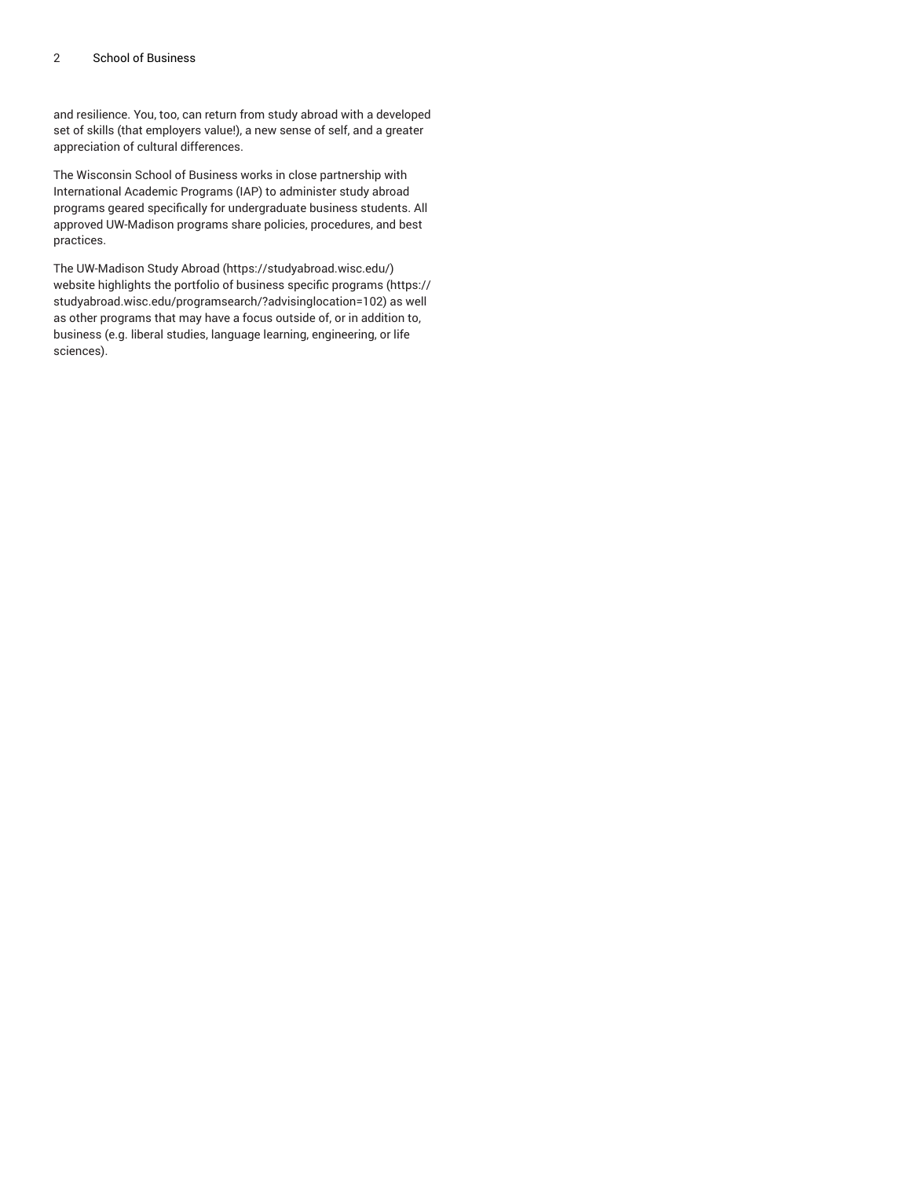and resilience. You, too, can return from study abroad with a developed set of skills (that employers value!), a new sense of self, and a greater appreciation of cultural differences.

The Wisconsin School of Business works in close partnership with International Academic Programs (IAP) to administer study abroad programs geared specifically for undergraduate business students. All approved UW-Madison programs share policies, procedures, and best practices.

The UW-Madison Study Abroad (https://studyabroad.wisc.edu/) website highlights the portfolio of business specific programs (https://studyabroad.wisc.edu/programsearch/?advisinglocation=102) as well as other programs that may have a focus outside of, or in addition to, business (e.g. liberal studies, language learning, engineering, or life sciences).